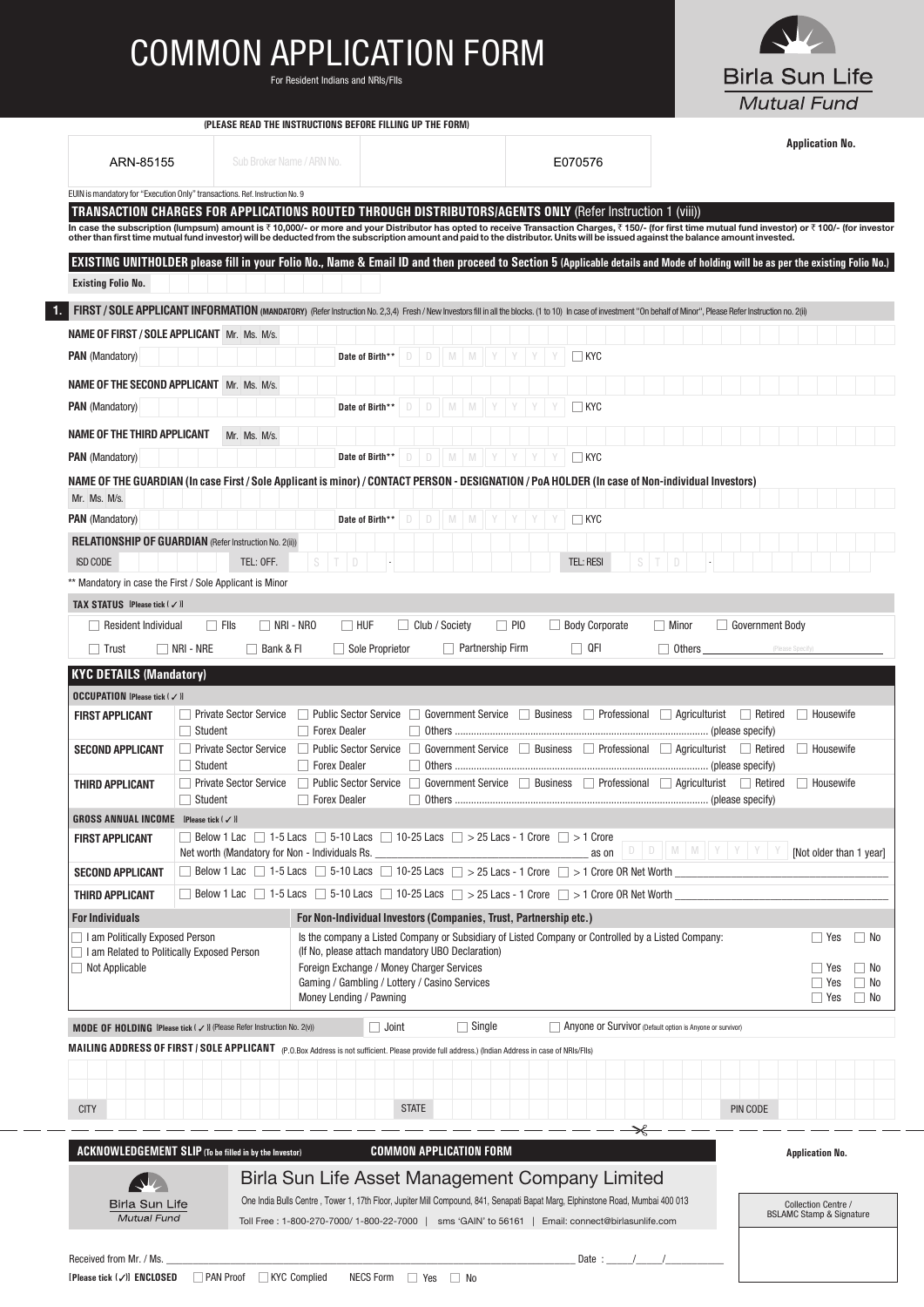# COMMON APPLICATION FORM

For Resident Indians and NRIs/FIIs

Birla Sun Life Mutual Fund

**(PLEASE READ THE INSTRUCTIONS BEFORE FILLING UP THE FORM)**

| ARN-85155 | Sub Broker Name / ARN No. | | E070576 |
|---|---|---|---|

**Application No.**

EUIN is mandatory for "Execution Only" transactions. Ref. Instruction No. 9

**TRANSACTION CHARGES FOR APPLICATIONS ROUTED THROUGH DISTRIBUTORS/AGENTS ONLY** (Refer Instruction 1 (viii))

**In case the subscription (lumpsum) amount is ₹ 10,000/- or more and your Distributor has opted to receive Transaction Charges, ₹ 150/- (for first time mutual fund investor) or ₹ 100/- (for investor other than first time mutual fund investor) will be deducted from the subscription amount and paid to the distributor. Units will be issued against the balance amount invested.**

**EXISTING UNITHOLDER please fill in your Folio No., Name & Email ID and then proceed to Section 5 (Applicable details and Mode of holding will be as per the existing Folio No.)**

**Existing Folio No.**

## 1. FIRST / SOLE APPLICANT INFORMATION (MANDATORY)

(Refer Instruction No. 2,3,4) Fresh / New Investors fill in all the blocks. (1 to 10) In case of investment "On behalf of Minor", Please Refer Instruction no. 2(ii)

**NAME OF FIRST / SOLE APPLICANT** Mr. Ms. M/s.

**PAN** (Mandatory) **Date of Birth**** D D M M Y Y Y Y ☐ KYC

**NAME OF THE SECOND APPLICANT** Mr. Ms. M/s.

**PAN** (Mandatory) **Date of Birth**** D D M M Y Y Y Y ☐ KYC

**NAME OF THE THIRD APPLICANT** Mr. Ms. M/s.

**PAN** (Mandatory) **Date of Birth**** D D M M Y Y Y Y ☐ KYC

**NAME OF THE GUARDIAN (In case First / Sole Applicant is minor) / CONTACT PERSON - DESIGNATION / PoA HOLDER (In case of Non-individual Investors)**

Mr. Ms. M/s.

**PAN** (Mandatory) **Date of Birth**** D D M M Y Y Y Y ☐ KYC

**RELATIONSHIP OF GUARDIAN** (Refer Instruction No. 2(ii))

ISD CODE TEL: OFF. S T D - TEL: RESI S T D -

** Mandatory in case the First / Sole Applicant is Minor

**TAX STATUS** [Please tick (✓)]

☐ Resident Individual ☐ FIIs ☐ NRI - NRO ☐ HUF ☐ Club / Society ☐ PIO ☐ Body Corporate ☐ Minor ☐ Government Body
☐ Trust ☐ NRI - NRE ☐ Bank & FI ☐ Sole Proprietor ☐ Partnership Firm ☐ QFI ☐ Others ______ (Please Specify)

### KYC DETAILS (Mandatory)

**OCCUPATION** [Please tick (✓)]

| | |
|---|---|
| **FIRST APPLICANT** | ☐ Private Sector Service ☐ Public Sector Service ☐ Government Service ☐ Business ☐ Professional ☐ Agriculturist ☐ Retired ☐ Housewife ☐ Student ☐ Forex Dealer ☐ Others .......... (please specify) |
| **SECOND APPLICANT** | ☐ Private Sector Service ☐ Public Sector Service ☐ Government Service ☐ Business ☐ Professional ☐ Agriculturist ☐ Retired ☐ Housewife ☐ Student ☐ Forex Dealer ☐ Others .......... (please specify) |
| **THIRD APPLICANT** | ☐ Private Sector Service ☐ Public Sector Service ☐ Government Service ☐ Business ☐ Professional ☐ Agriculturist ☐ Retired ☐ Housewife ☐ Student ☐ Forex Dealer ☐ Others .......... (please specify) |

**GROSS ANNUAL INCOME** [Please tick (✓)]

| | |
|---|---|
| **FIRST APPLICANT** | ☐ Below 1 Lac ☐ 1-5 Lacs ☐ 5-10 Lacs ☐ 10-25 Lacs ☐ > 25 Lacs - 1 Crore ☐ > 1 Crore<br>Net worth (Mandatory for Non - Individuals Rs. ______ as on D D M M Y Y Y Y [Not older than 1 year] |
| **SECOND APPLICANT** | ☐ Below 1 Lac ☐ 1-5 Lacs ☐ 5-10 Lacs ☐ 10-25 Lacs ☐ > 25 Lacs - 1 Crore ☐ > 1 Crore OR Net Worth ______ |
| **THIRD APPLICANT** | ☐ Below 1 Lac ☐ 1-5 Lacs ☐ 5-10 Lacs ☐ 10-25 Lacs ☐ > 25 Lacs - 1 Crore ☐ > 1 Crore OR Net Worth ______ |

| **For Individuals** | **For Non-Individual Investors (Companies, Trust, Partnership etc.)** | |
|---|---|---|
| ☐ I am Politically Exposed Person | Is the company a Listed Company or Subsidiary of Listed Company or Controlled by a Listed Company: (If No, please attach mandatory UBO Declaration) | ☐ Yes ☐ No |
| ☐ I am Related to Politically Exposed Person | Foreign Exchange / Money Charger Services | ☐ Yes ☐ No |
| ☐ Not Applicable | Gaming / Gambling / Lottery / Casino Services | ☐ Yes ☐ No |
| | Money Lending / Pawning | ☐ Yes ☐ No |

**MODE OF HOLDING** [Please tick (✓)] (Please Refer Instruction No. 2(vi)) ☐ Joint ☐ Single ☐ Anyone or Survivor (Default option is Anyone or survivor)

**MAILING ADDRESS OF FIRST / SOLE APPLICANT** (P.O.Box Address is not sufficient. Please provide full address.) (Indian Address in case of NRIs/FIIs)

CITY STATE PIN CODE

---

**ACKNOWLEDGEMENT SLIP** (To be filled in by the Investor) **COMMON APPLICATION FORM** **Application No.**

Birla Sun Life Mutual Fund

## Birla Sun Life Asset Management Company Limited

One India Bulls Centre , Tower 1, 17th Floor, Jupiter Mill Compound, 841, Senapati Bapat Marg, Elphinstone Road, Mumbai 400 013

Toll Free : 1-800-270-7000/ 1-800-22-7000 | sms 'GAIN' to 56161 | Email: connect@birlasunlife.com

Collection Centre / BSLAMC Stamp & Signature

Received from Mr. / Ms. ______ Date : ___/___/______

[Please tick (✓)] **ENCLOSED** ☐ PAN Proof ☐ KYC Complied NECS Form ☐ Yes ☐ No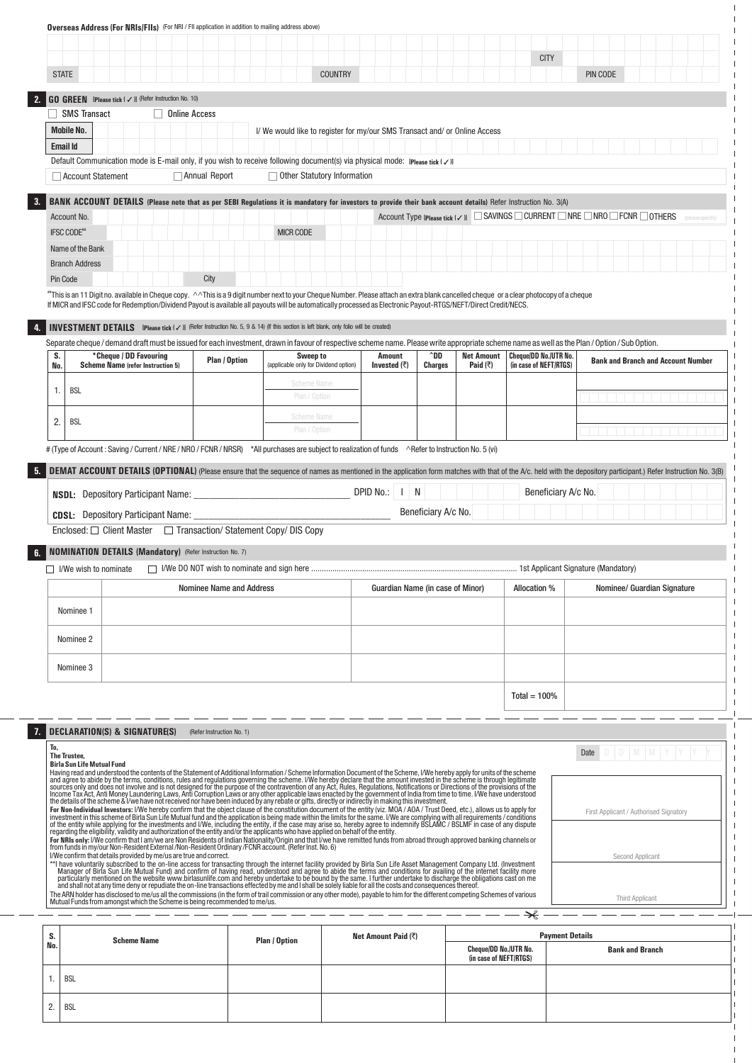**Overseas Address (For NRIs/FIIs)** (For NRI / FII application in addition to mailing address above)

CITY

STATE COUNTRY PIN CODE

## 2. GO GREEN [Please tick (✓)] (Refer Instruction No. 10)

☐ SMS Transact ☐ Online Access

**Mobile No.**

**Email Id**

I/ We would like to register for my/our SMS Transact and/ or Online Access

Default Communication mode is E-mail only, if you wish to receive following document(s) via physical mode: [Please tick (✓)]

☐ Account Statement ☐ Annual Report ☐ Other Statutory Information

## 3. BANK ACCOUNT DETAILS (Please note that as per SEBI Regulations it is mandatory for investors to provide their bank account details) Refer Instruction No. 3(A)

Account No. Account Type [Please tick (✓)] ☐ SAVINGS ☐ CURRENT ☐ NRE ☐ NRO ☐ FCNR ☐ OTHERS (please specify)

IFSC CODE** MICR CODE

Name of the Bank

Branch Address

Pin Code City

**This is an 11 Digit no. available in Cheque copy. ^^This is a 9 digit number next to your Cheque Number. Please attach an extra blank cancelled cheque or a clear photocopy of a cheque
If MICR and IFSC code for Redemption/Dividend Payout is available all payouts will be automatically processed as Electronic Payout-RTGS/NEFT/Direct Credit/NECS.

## 4. INVESTMENT DETAILS [Please tick (✓)] (Refer Instruction No. 5, 9 & 14) (If this section is left blank, only folio will be created)

Separate cheque / demand draft must be issued for each investment, drawn in favour of respective scheme name. Please write appropriate scheme name as well as the Plan / Option / Sub Option.

| S. No. | *Cheque / DD Favouring Scheme Name (refer Instruction 5) | Plan / Option | Sweep to (applicable only for Dividend option) | Amount Invested (₹) | ^DD Charges | Net Amount Paid (₹) | Cheque/DD No./UTR No. (in case of NEFT/RTGS) | Bank and Branch and Account Number |
|---|---|---|---|---|---|---|---|---|
| 1. | BSL | | Scheme Name<br>Plan / Option | | | | | |
| 2. | BSL | | Scheme Name<br>Plan / Option | | | | | |

# (Type of Account : Saving / Current / NRE / NRO / FCNR / NRSR) *All purchases are subject to realization of funds ^Refer to Instruction No. 5 (vi)

## 5. DEMAT ACCOUNT DETAILS (OPTIONAL) (Please ensure that the sequence of names as mentioned in the application form matches with that of the A/c. held with the depository participant.) Refer Instruction No. 3(B)

**NSDL:** Depository Participant Name: ______________ DPID No.: I N Beneficiary A/c No.

**CDSL:** Depository Participant Name: ______________ Beneficiary A/c No.

Enclosed: ☐ Client Master ☐ Transaction/ Statement Copy/ DIS Copy

## 6. NOMINATION DETAILS (Mandatory) (Refer Instruction No. 7)

☐ I/We wish to nominate ☐ I/We DO NOT wish to nominate and sign here ........................ 1st Applicant Signature (Mandatory)

| | Nominee Name and Address | Guardian Name (in case of Minor) | Allocation % | Nominee/ Guardian Signature |
|---|---|---|---|---|
| Nominee 1 | | | | |
| Nominee 2 | | | | |
| Nominee 3 | | | | |
| | | | Total = 100% | |

## 7. DECLARATION(S) & SIGNATURE(S) (Refer Instruction No. 1)

To,
The Trustee,
Birla Sun Life Mutual Fund

Date D D M M Y Y Y Y

Having read and understood the contents of the Statement of Additional Information / Scheme Information Document of the Scheme, I/We hereby apply for units of the scheme and agree to abide by the terms, conditions, rules and regulations governing the scheme. I/We hereby declare that the amount invested in the scheme is through legitimate sources only and does not involve and is not designed for the purpose of the contravention of any Act, Rules, Regulations, Notifications or Directions of the provisions of the Income Tax Act, Anti Money Laundering Laws, Anti Corruption Laws or any other applicable laws enacted by the government of India from time to time. I/We have understood the details of the scheme & I/we have not received nor have been induced by any rebate or gifts, directly or indirectly in making this investment.

**For Non-Individual Investors:** I/We hereby confirm that the object clause of the constitution document of the entity (viz. MOA / AOA / Trust Deed, etc.), allows us to apply for investment in this scheme of Birla Sun Life Mutual fund and the application is being made within the limits for the same. I/We are complying with all requirements / conditions of the entity while applying for the investments and I/We, including the entity, if the case may arise so, hereby agree to indemnify BSLAMC / BSLMF in case of any dispute regarding the eligibility, validity and authorization of the entity and/or the applicants who have applied on behalf of the entity.

**For NRIs only:** I/We confirm that I am/we are Non Residents of Indian Nationality/Origin and that I/we have remitted funds from abroad through approved banking channels or from funds in my/our Non-Resident External /Non-Resident Ordinary /FCNR account. (Refer Inst. No. 6)

I/We confirm that details provided by me/us are true and correct.

**I have voluntarily subscribed to the on-line access for transacting through the internet facility provided by Birla Sun Life Asset Management Company Ltd. (Investment Manager of Birla Sun Life Mutual Fund) and confirm of having read, understood and agree to abide the terms and conditions for availing of the internet facility more particularly mentioned on the website www.birlasunlife.com and hereby undertake to be bound by the same. I further undertake to discharge the obligations cast on me and shall not at any time deny or repudiate the on-line transactions effected by me and I shall be solely liable for all the costs and consequences thereof.

The ARN holder has disclosed to me/us all the commissions (in the form of trail commission or any other mode), payable to him for the different competing Schemes of various Mutual Funds from amongst which the Scheme is being recommended to me/us.

First Applicant / Authorised Signatory

Second Applicant

Third Applicant

| S. No. | Scheme Name | Plan / Option | Net Amount Paid (₹) | Payment Details | |
|---|---|---|---|---|---|
| | | | | Cheque/DD No./UTR No. (in case of NEFT/RTGS) | Bank and Branch |
| 1. | BSL | | | | |
| 2. | BSL | | | | |